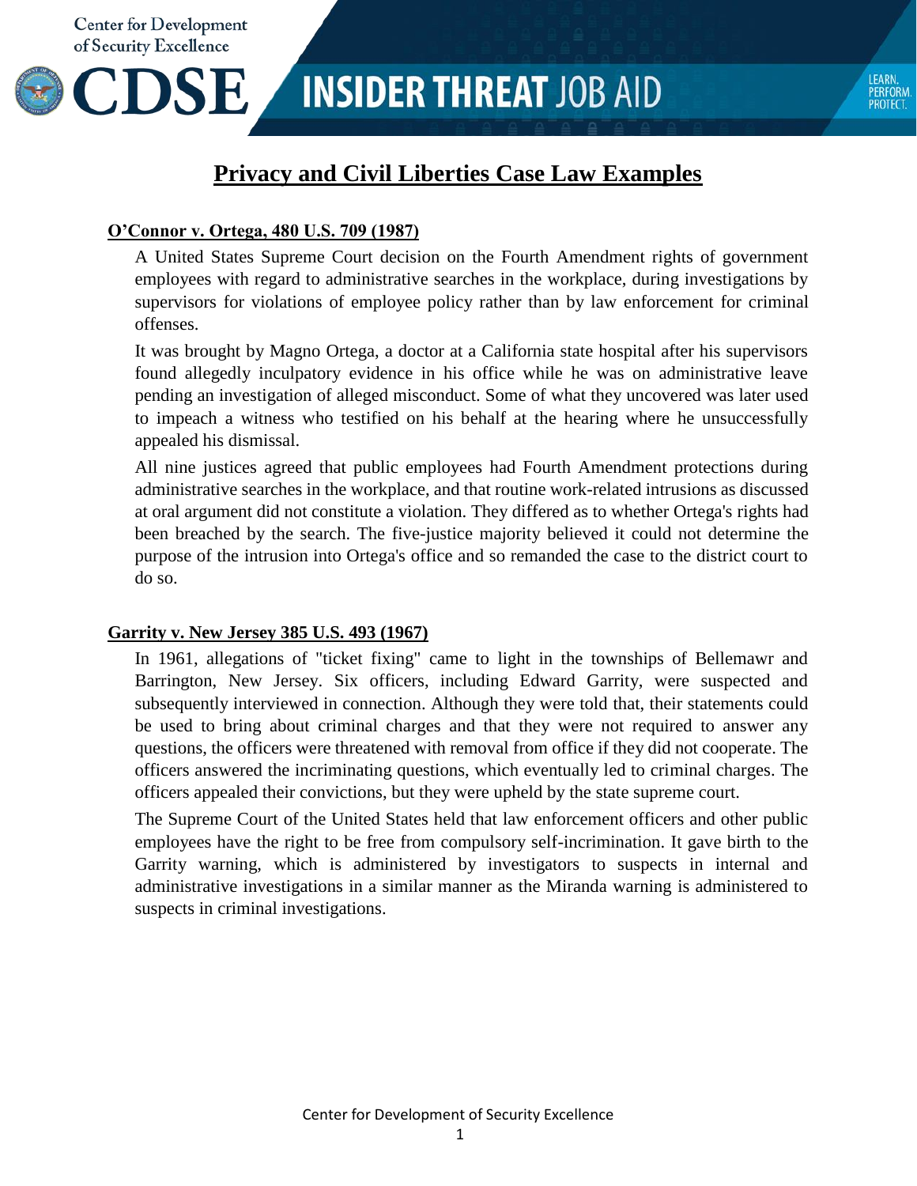Center for Development of Security Excellence

# CDSE INSIDER THREAT JOB AID

LEARN. PERFORM. PROTECT.

## Privacy and Civil Liberties Case Law Examples

### O'Connor v. Ortega, 480 U.S. 709 (1987)

A United States Supreme Court decision on the Fourth Amendment rights of government employees with regard to administrative searches in the workplace, during investigations by supervisors for violations of employee policy rather than by law enforcement for criminal offenses.

It was brought by Magno Ortega, a doctor at a California state hospital after his supervisors found allegedly inculpatory evidence in his office while he was on administrative leave pending an investigation of alleged misconduct. Some of what they uncovered was later used to impeach a witness who testified on his behalf at the hearing where he unsuccessfully appealed his dismissal.

All nine justices agreed that public employees had Fourth Amendment protections during administrative searches in the workplace, and that routine work-related intrusions as discussed at oral argument did not constitute a violation. They differed as to whether Ortega's rights had been breached by the search. The five-justice majority believed it could not determine the purpose of the intrusion into Ortega's office and so remanded the case to the district court to do so.

### Garrity v. New Jersey 385 U.S. 493 (1967)

In 1961, allegations of "ticket fixing" came to light in the townships of Bellemawr and Barrington, New Jersey. Six officers, including Edward Garrity, were suspected and subsequently interviewed in connection. Although they were told that, their statements could be used to bring about criminal charges and that they were not required to answer any questions, the officers were threatened with removal from office if they did not cooperate. The officers answered the incriminating questions, which eventually led to criminal charges. The officers appealed their convictions, but they were upheld by the state supreme court.

The Supreme Court of the United States held that law enforcement officers and other public employees have the right to be free from compulsory self-incrimination. It gave birth to the Garrity warning, which is administered by investigators to suspects in internal and administrative investigations in a similar manner as the Miranda warning is administered to suspects in criminal investigations.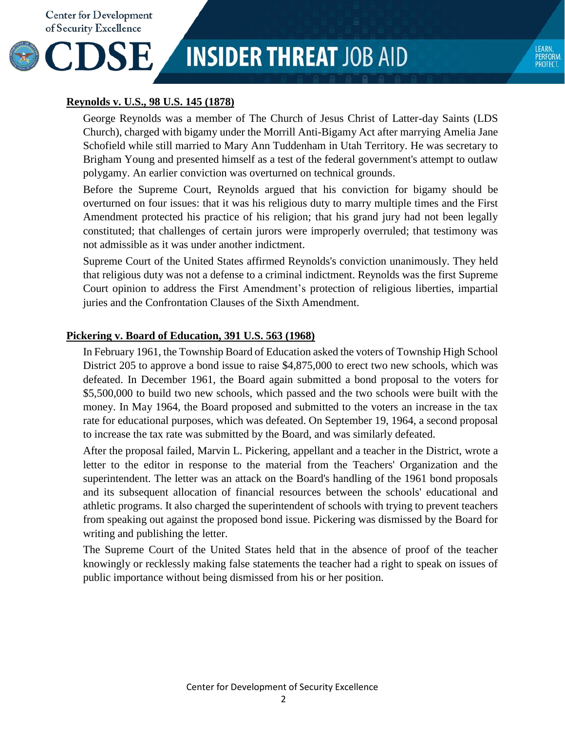**Reynolds v. U.S., 98 U.S. 145 (1878)**

George Reynolds was a member of The Church of Jesus Christ of Latter-day Saints (LDS Church), charged with bigamy under the Morrill Anti-Bigamy Act after marrying Amelia Jane Schofield while still married to Mary Ann Tuddenham in Utah Territory. He was secretary to Brigham Young and presented himself as a test of the federal government's attempt to outlaw polygamy. An earlier conviction was overturned on technical grounds.

Before the Supreme Court, Reynolds argued that his conviction for bigamy should be overturned on four issues: that it was his religious duty to marry multiple times and the First Amendment protected his practice of his religion; that his grand jury had not been legally constituted; that challenges of certain jurors were improperly overruled; that testimony was not admissible as it was under another indictment.

Supreme Court of the United States affirmed Reynolds's conviction unanimously. They held that religious duty was not a defense to a criminal indictment. Reynolds was the first Supreme Court opinion to address the First Amendment's protection of religious liberties, impartial juries and the Confrontation Clauses of the Sixth Amendment.

**Pickering v. Board of Education, 391 U.S. 563 (1968)**

In February 1961, the Township Board of Education asked the voters of Township High School District 205 to approve a bond issue to raise $4,875,000 to erect two new schools, which was defeated. In December 1961, the Board again submitted a bond proposal to the voters for $5,500,000 to build two new schools, which passed and the two schools were built with the money. In May 1964, the Board proposed and submitted to the voters an increase in the tax rate for educational purposes, which was defeated. On September 19, 1964, a second proposal to increase the tax rate was submitted by the Board, and was similarly defeated.

After the proposal failed, Marvin L. Pickering, appellant and a teacher in the District, wrote a letter to the editor in response to the material from the Teachers' Organization and the superintendent. The letter was an attack on the Board's handling of the 1961 bond proposals and its subsequent allocation of financial resources between the schools' educational and athletic programs. It also charged the superintendent of schools with trying to prevent teachers from speaking out against the proposed bond issue. Pickering was dismissed by the Board for writing and publishing the letter.

The Supreme Court of the United States held that in the absence of proof of the teacher knowingly or recklessly making false statements the teacher had a right to speak on issues of public importance without being dismissed from his or her position.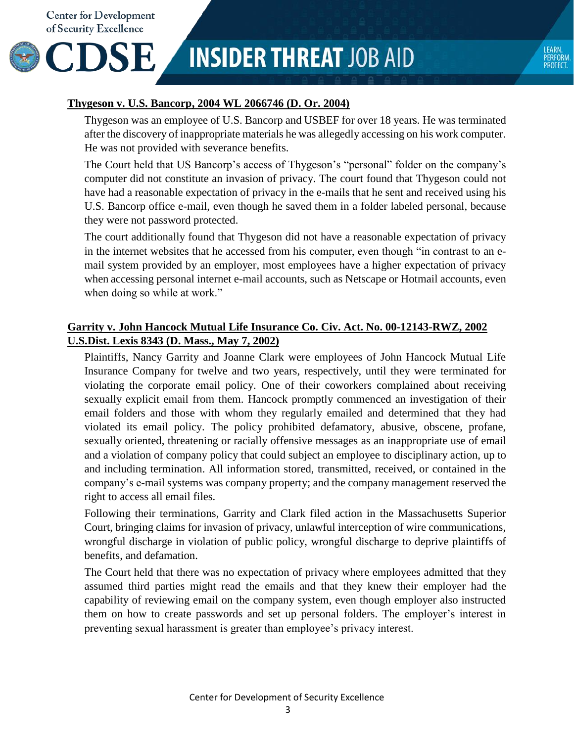**Thygeson v. U.S. Bancorp, 2004 WL 2066746 (D. Or. 2004)**

Thygeson was an employee of U.S. Bancorp and USBEF for over 18 years. He was terminated after the discovery of inappropriate materials he was allegedly accessing on his work computer. He was not provided with severance benefits.

The Court held that US Bancorp's access of Thygeson's "personal" folder on the company's computer did not constitute an invasion of privacy. The court found that Thygeson could not have had a reasonable expectation of privacy in the e-mails that he sent and received using his U.S. Bancorp office e-mail, even though he saved them in a folder labeled personal, because they were not password protected.

The court additionally found that Thygeson did not have a reasonable expectation of privacy in the internet websites that he accessed from his computer, even though "in contrast to an e-mail system provided by an employer, most employees have a higher expectation of privacy when accessing personal internet e-mail accounts, such as Netscape or Hotmail accounts, even when doing so while at work."

**Garrity v. John Hancock Mutual Life Insurance Co. Civ. Act. No. 00-12143-RWZ, 2002 U.S.Dist. Lexis 8343 (D. Mass., May 7, 2002)**

Plaintiffs, Nancy Garrity and Joanne Clark were employees of John Hancock Mutual Life Insurance Company for twelve and two years, respectively, until they were terminated for violating the corporate email policy. One of their coworkers complained about receiving sexually explicit email from them. Hancock promptly commenced an investigation of their email folders and those with whom they regularly emailed and determined that they had violated its email policy. The policy prohibited defamatory, abusive, obscene, profane, sexually oriented, threatening or racially offensive messages as an inappropriate use of email and a violation of company policy that could subject an employee to disciplinary action, up to and including termination. All information stored, transmitted, received, or contained in the company's e-mail systems was company property; and the company management reserved the right to access all email files.

Following their terminations, Garrity and Clark filed action in the Massachusetts Superior Court, bringing claims for invasion of privacy, unlawful interception of wire communications, wrongful discharge in violation of public policy, wrongful discharge to deprive plaintiffs of benefits, and defamation.

The Court held that there was no expectation of privacy where employees admitted that they assumed third parties might read the emails and that they knew their employer had the capability of reviewing email on the company system, even though employer also instructed them on how to create passwords and set up personal folders. The employer's interest in preventing sexual harassment is greater than employee's privacy interest.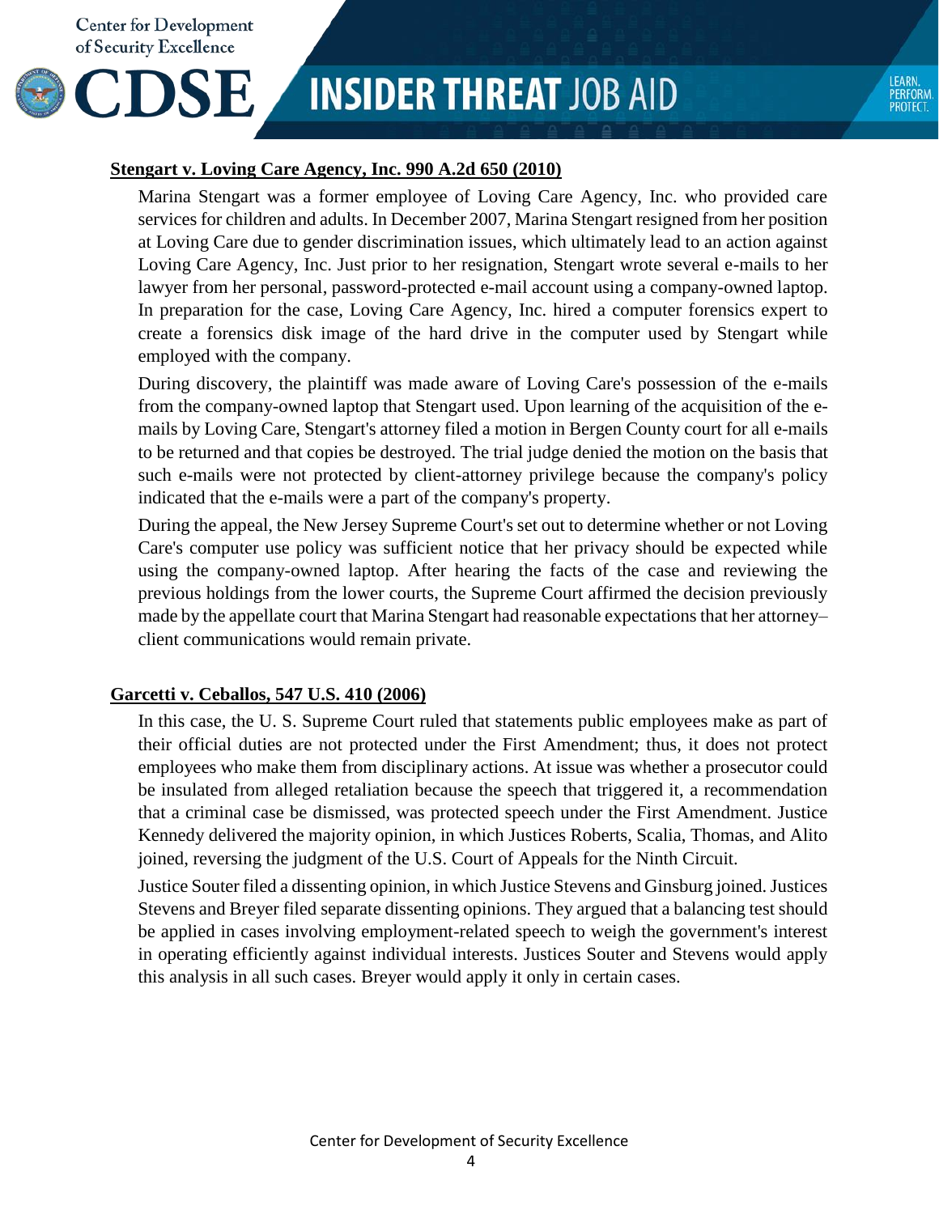**Stengart v. Loving Care Agency, Inc. 990 A.2d 650 (2010)**

Marina Stengart was a former employee of Loving Care Agency, Inc. who provided care services for children and adults. In December 2007, Marina Stengart resigned from her position at Loving Care due to gender discrimination issues, which ultimately lead to an action against Loving Care Agency, Inc. Just prior to her resignation, Stengart wrote several e-mails to her lawyer from her personal, password-protected e-mail account using a company-owned laptop. In preparation for the case, Loving Care Agency, Inc. hired a computer forensics expert to create a forensics disk image of the hard drive in the computer used by Stengart while employed with the company.

During discovery, the plaintiff was made aware of Loving Care's possession of the e-mails from the company-owned laptop that Stengart used. Upon learning of the acquisition of the e-mails by Loving Care, Stengart's attorney filed a motion in Bergen County court for all e-mails to be returned and that copies be destroyed. The trial judge denied the motion on the basis that such e-mails were not protected by client-attorney privilege because the company's policy indicated that the e-mails were a part of the company's property.

During the appeal, the New Jersey Supreme Court's set out to determine whether or not Loving Care's computer use policy was sufficient notice that her privacy should be expected while using the company-owned laptop. After hearing the facts of the case and reviewing the previous holdings from the lower courts, the Supreme Court affirmed the decision previously made by the appellate court that Marina Stengart had reasonable expectations that her attorney–client communications would remain private.

**Garcetti v. Ceballos, 547 U.S. 410 (2006)**

In this case, the U. S. Supreme Court ruled that statements public employees make as part of their official duties are not protected under the First Amendment; thus, it does not protect employees who make them from disciplinary actions. At issue was whether a prosecutor could be insulated from alleged retaliation because the speech that triggered it, a recommendation that a criminal case be dismissed, was protected speech under the First Amendment. Justice Kennedy delivered the majority opinion, in which Justices Roberts, Scalia, Thomas, and Alito joined, reversing the judgment of the U.S. Court of Appeals for the Ninth Circuit.

Justice Souter filed a dissenting opinion, in which Justice Stevens and Ginsburg joined. Justices Stevens and Breyer filed separate dissenting opinions. They argued that a balancing test should be applied in cases involving employment-related speech to weigh the government's interest in operating efficiently against individual interests. Justices Souter and Stevens would apply this analysis in all such cases. Breyer would apply it only in certain cases.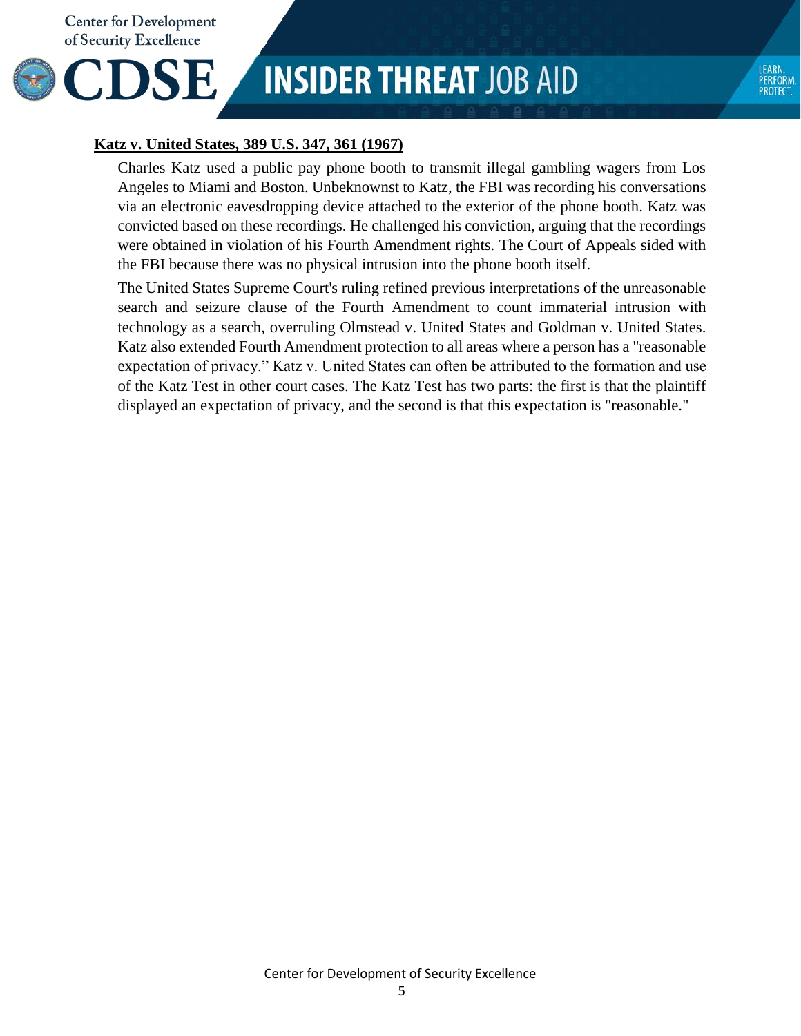**Katz v. United States, 389 U.S. 347, 361 (1967)**

Charles Katz used a public pay phone booth to transmit illegal gambling wagers from Los Angeles to Miami and Boston. Unbeknownst to Katz, the FBI was recording his conversations via an electronic eavesdropping device attached to the exterior of the phone booth. Katz was convicted based on these recordings. He challenged his conviction, arguing that the recordings were obtained in violation of his Fourth Amendment rights. The Court of Appeals sided with the FBI because there was no physical intrusion into the phone booth itself.

The United States Supreme Court's ruling refined previous interpretations of the unreasonable search and seizure clause of the Fourth Amendment to count immaterial intrusion with technology as a search, overruling Olmstead v. United States and Goldman v. United States. Katz also extended Fourth Amendment protection to all areas where a person has a "reasonable expectation of privacy." Katz v. United States can often be attributed to the formation and use of the Katz Test in other court cases. The Katz Test has two parts: the first is that the plaintiff displayed an expectation of privacy, and the second is that this expectation is "reasonable."